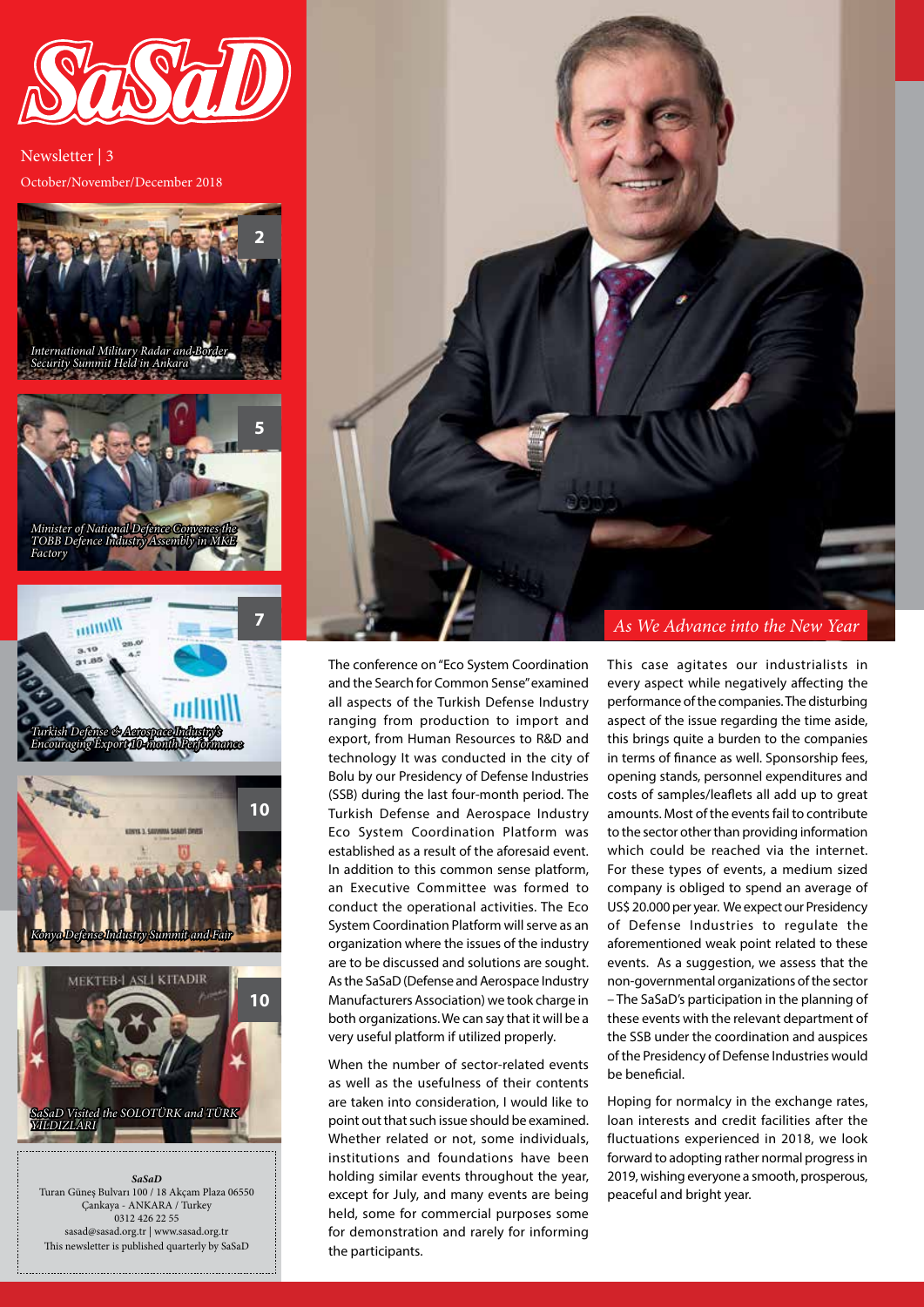# SaSaD

Newsletter | 3

October/November/December 2018

- 2 — *International Military Radar and Border Security Summit Held in Ankara*
- 5 — *Minister of National Defence Convenes the TOBB Defence Industry Assembly in MKE Factory*
- 7 — *Turkish Defense & Aerospace Industry's Encouraging Export 10-month Performance*
- 10 — *Konya Defense Industry Summit and Fair*
- 10 — *SaSaD Visited the SOLOTÜRK and TÜRK YILDIZLARI*

***SaSaD***
Turan Güneş Bulvarı 100 / 18 Akçam Plaza 06550
Çankaya - ANKARA / Turkey
0312 426 22 55
sasad@sasad.org.tr | www.sasad.org.tr
This newsletter is published quarterly by SaSaD

## *As We Advance into the New Year*

The conference on "Eco System Coordination and the Search for Common Sense" examined all aspects of the Turkish Defense Industry ranging from production to import and export, from Human Resources to R&D and technology It was conducted in the city of Bolu by our Presidency of Defense Industries (SSB) during the last four-month period. The Turkish Defense and Aerospace Industry Eco System Coordination Platform was established as a result of the aforesaid event. In addition to this common sense platform, an Executive Committee was formed to conduct the operational activities. The Eco System Coordination Platform will serve as an organization where the issues of the industry are to be discussed and solutions are sought. As the SaSaD (Defense and Aerospace Industry Manufacturers Association) we took charge in both organizations. We can say that it will be a very useful platform if utilized properly.

When the number of sector-related events as well as the usefulness of their contents are taken into consideration, I would like to point out that such issue should be examined. Whether related or not, some individuals, institutions and foundations have been holding similar events throughout the year, except for July, and many events are being held, some for commercial purposes some for demonstration and rarely for informing the participants.

This case agitates our industrialists in every aspect while negatively affecting the performance of the companies. The disturbing aspect of the issue regarding the time aside, this brings quite a burden to the companies in terms of finance as well. Sponsorship fees, opening stands, personnel expenditures and costs of samples/leaflets all add up to great amounts. Most of the events fail to contribute to the sector other than providing information which could be reached via the internet. For these types of events, a medium sized company is obliged to spend an average of US$ 20.000 per year. We expect our Presidency of Defense Industries to regulate the aforementioned weak point related to these events. As a suggestion, we assess that the non-governmental organizations of the sector – The SaSaD's participation in the planning of these events with the relevant department of the SSB under the coordination and auspices of the Presidency of Defense Industries would be beneficial.

Hoping for normalcy in the exchange rates, loan interests and credit facilities after the fluctuations experienced in 2018, we look forward to adopting rather normal progress in 2019, wishing everyone a smooth, prosperous, peaceful and bright year.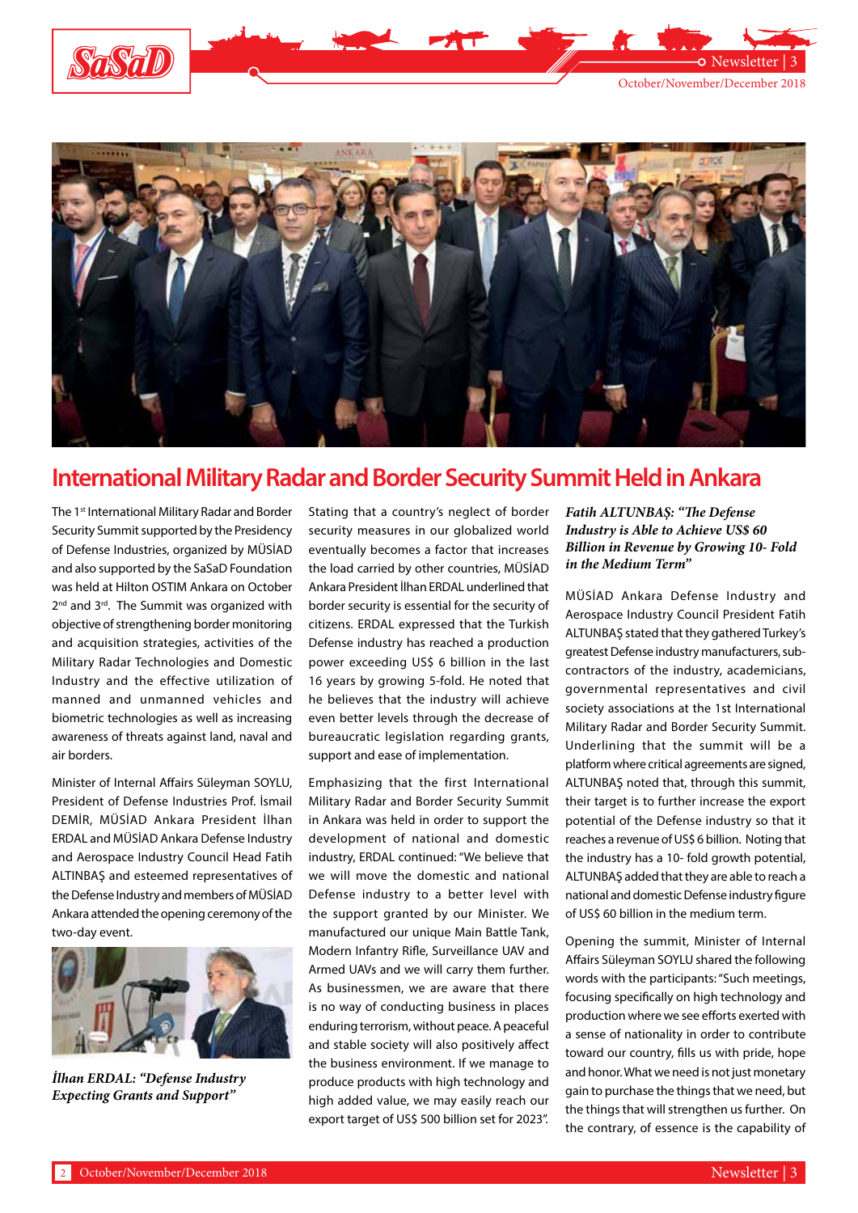# International Military Radar and Border Security Summit Held in Ankara

The 1st International Military Radar and Border Security Summit supported by the Presidency of Defense Industries, organized by MÜSİAD and also supported by the SaSaD Foundation was held at Hilton OSTIM Ankara on October 2nd and 3rd. The Summit was organized with objective of strengthening border monitoring and acquisition strategies, activities of the Military Radar Technologies and Domestic Industry and the effective utilization of manned and unmanned vehicles and biometric technologies as well as increasing awareness of threats against land, naval and air borders.

Minister of Internal Affairs Süleyman SOYLU, President of Defense Industries Prof. İsmail DEMİR, MÜSİAD Ankara President İlhan ERDAL and MÜSİAD Ankara Defense Industry and Aerospace Industry Council Head Fatih ALTINBAŞ and esteemed representatives of the Defense Industry and members of MÜSİAD Ankara attended the opening ceremony of the two-day event.

*İlhan ERDAL: "Defense Industry Expecting Grants and Support"*

Stating that a country's neglect of border security measures in our globalized world eventually becomes a factor that increases the load carried by other countries, MÜSİAD Ankara President İlhan ERDAL underlined that border security is essential for the security of citizens. ERDAL expressed that the Turkish Defense industry has reached a production power exceeding US$ 6 billion in the last 16 years by growing 5-fold. He noted that he believes that the industry will achieve even better levels through the decrease of bureaucratic legislation regarding grants, support and ease of implementation.

Emphasizing that the first International Military Radar and Border Security Summit in Ankara was held in order to support the development of national and domestic industry, ERDAL continued: "We believe that we will move the domestic and national Defense industry to a better level with the support granted by our Minister. We manufactured our unique Main Battle Tank, Modern Infantry Rifle, Surveillance UAV and Armed UAVs and we will carry them further. As businessmen, we are aware that there is no way of conducting business in places enduring terrorism, without peace. A peaceful and stable society will also positively affect the business environment. If we manage to produce products with high technology and high added value, we may easily reach our export target of US$ 500 billion set for 2023".

***Fatih ALTUNBAŞ: "The Defense Industry is Able to Achieve US$ 60 Billion in Revenue by Growing 10- Fold in the Medium Term"***

MÜSİAD Ankara Defense Industry and Aerospace Industry Council President Fatih ALTUNBAŞ stated that they gathered Turkey's greatest Defense industry manufacturers, sub-contractors of the industry, academicians, governmental representatives and civil society associations at the 1st International Military Radar and Border Security Summit. Underlining that the summit will be a platform where critical agreements are signed, ALTUNBAŞ noted that, through this summit, their target is to further increase the export potential of the Defense industry so that it reaches a revenue of US$ 6 billion. Noting that the industry has a 10- fold growth potential, ALTUNBAŞ added that they are able to reach a national and domestic Defense industry figure of US$ 60 billion in the medium term.

Opening the summit, Minister of Internal Affairs Süleyman SOYLU shared the following words with the participants: "Such meetings, focusing specifically on high technology and production where we see efforts exerted with a sense of nationality in order to contribute toward our country, fills us with pride, hope and honor. What we need is not just monetary gain to purchase the things that we need, but the things that will strengthen us further. On the contrary, of essence is the capability of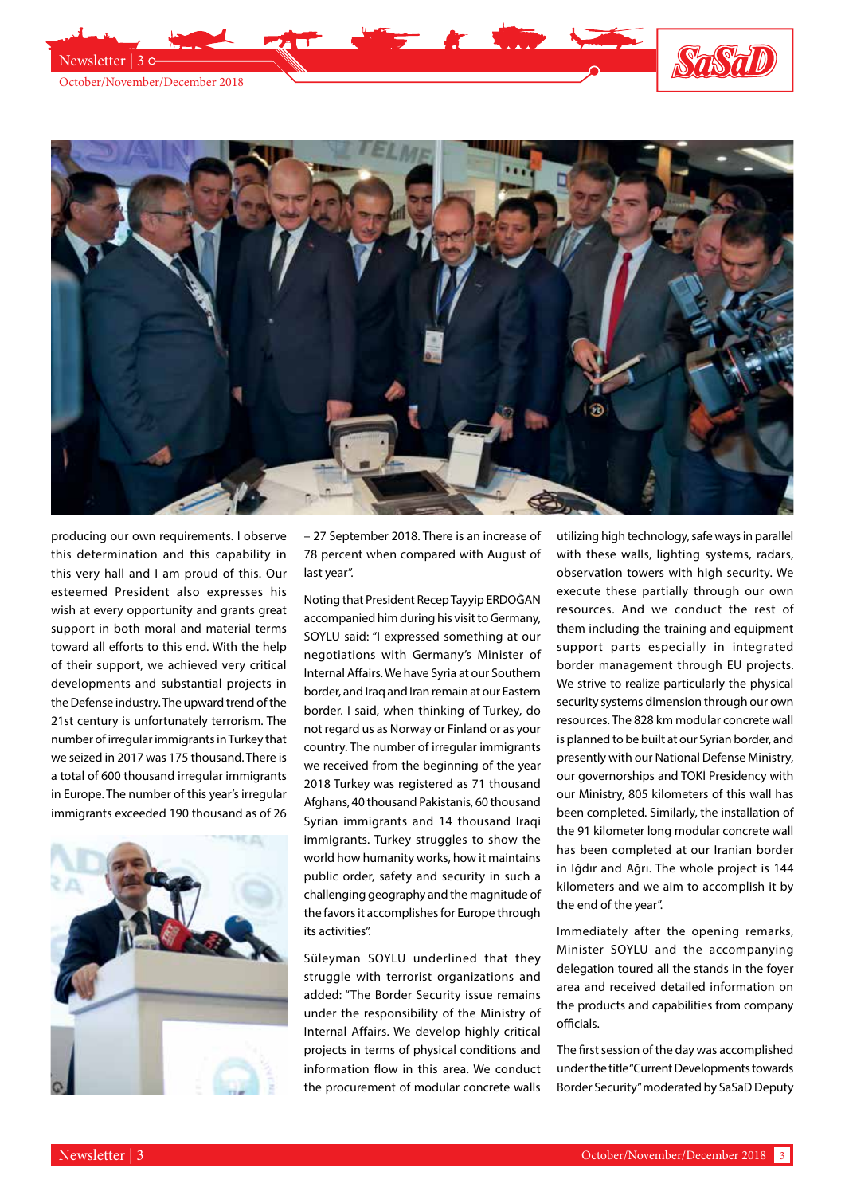producing our own requirements. I observe this determination and this capability in this very hall and I am proud of this. Our esteemed President also expresses his wish at every opportunity and grants great support in both moral and material terms toward all efforts to this end. With the help of their support, we achieved very critical developments and substantial projects in the Defense industry. The upward trend of the 21st century is unfortunately terrorism. The number of irregular immigrants in Turkey that we seized in 2017 was 175 thousand. There is a total of 600 thousand irregular immigrants in Europe. The number of this year's irregular immigrants exceeded 190 thousand as of 26 – 27 September 2018. There is an increase of 78 percent when compared with August of last year".

Noting that President Recep Tayyip ERDOĞAN accompanied him during his visit to Germany, SOYLU said: "I expressed something at our negotiations with Germany's Minister of Internal Affairs. We have Syria at our Southern border, and Iraq and Iran remain at our Eastern border. I said, when thinking of Turkey, do not regard us as Norway or Finland or as your country. The number of irregular immigrants we received from the beginning of the year 2018 Turkey was registered as 71 thousand Afghans, 40 thousand Pakistanis, 60 thousand Syrian immigrants and 14 thousand Iraqi immigrants. Turkey struggles to show the world how humanity works, how it maintains public order, safety and security in such a challenging geography and the magnitude of the favors it accomplishes for Europe through its activities".

Süleyman SOYLU underlined that they struggle with terrorist organizations and added: "The Border Security issue remains under the responsibility of the Ministry of Internal Affairs. We develop highly critical projects in terms of physical conditions and information flow in this area. We conduct the procurement of modular concrete walls utilizing high technology, safe ways in parallel with these walls, lighting systems, radars, observation towers with high security. We execute these partially through our own resources. And we conduct the rest of them including the training and equipment support parts especially in integrated border management through EU projects. We strive to realize particularly the physical security systems dimension through our own resources. The 828 km modular concrete wall is planned to be built at our Syrian border, and presently with our National Defense Ministry, our governorships and TOKİ Presidency with our Ministry, 805 kilometers of this wall has been completed. Similarly, the installation of the 91 kilometer long modular concrete wall has been completed at our Iranian border in Iğdır and Ağrı. The whole project is 144 kilometers and we aim to accomplish it by the end of the year".

Immediately after the opening remarks, Minister SOYLU and the accompanying delegation toured all the stands in the foyer area and received detailed information on the products and capabilities from company officials.

The first session of the day was accomplished under the title "Current Developments towards Border Security" moderated by SaSaD Deputy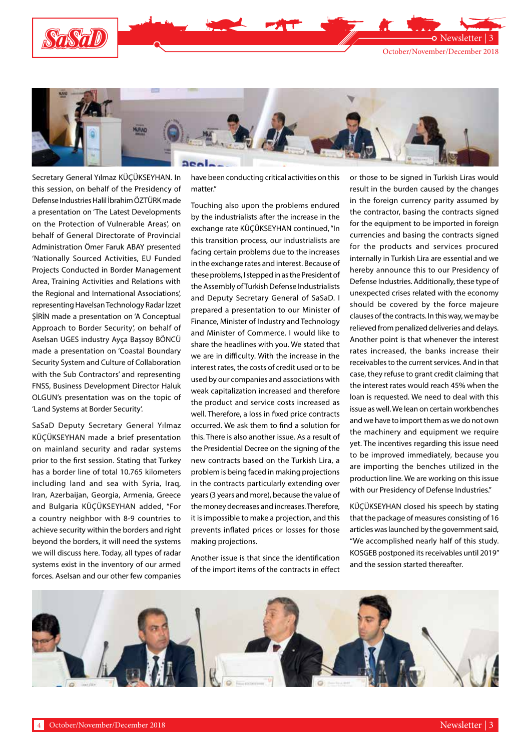Secretary General Yılmaz KÜÇÜKSEYHAN. In this session, on behalf of the Presidency of Defense Industries Halil İbrahim ÖZTÜRK made a presentation on 'The Latest Developments on the Protection of Vulnerable Areas', on behalf of General Directorate of Provincial Administration Ömer Faruk ABAY presented 'Nationally Sourced Activities, EU Funded Projects Conducted in Border Management Area, Training Activities and Relations with the Regional and International Associations', representing Havelsan Technology Radar İzzet ŞİRİN made a presentation on 'A Conceptual Approach to Border Security', on behalf of Aselsan UGES industry Ayça Başsoy BÖNCÜ made a presentation on 'Coastal Boundary Security System and Culture of Collaboration with the Sub Contractors' and representing FNSS, Business Development Director Haluk OLGUN's presentation was on the topic of 'Land Systems at Border Security'.

SaSaD Deputy Secretary General Yılmaz KÜÇÜKSEYHAN made a brief presentation on mainland security and radar systems prior to the first session. Stating that Turkey has a border line of total 10.765 kilometers including land and sea with Syria, Iraq, Iran, Azerbaijan, Georgia, Armenia, Greece and Bulgaria KÜÇÜKSEYHAN added, "For a country neighbor with 8-9 countries to achieve security within the borders and right beyond the borders, it will need the systems we will discuss here. Today, all types of radar systems exist in the inventory of our armed forces. Aselsan and our other few companies have been conducting critical activities on this matter."

Touching also upon the problems endured by the industrialists after the increase in the exchange rate KÜÇÜKSEYHAN continued, "In this transition process, our industrialists are facing certain problems due to the increases in the exchange rates and interest. Because of these problems, I stepped in as the President of the Assembly of Turkish Defense Industrialists and Deputy Secretary General of SaSaD. I prepared a presentation to our Minister of Finance, Minister of Industry and Technology and Minister of Commerce. I would like to share the headlines with you. We stated that we are in difficulty. With the increase in the interest rates, the costs of credit used or to be used by our companies and associations with weak capitalization increased and therefore the product and service costs increased as well. Therefore, a loss in fixed price contracts occurred. We ask them to find a solution for this. There is also another issue. As a result of the Presidential Decree on the signing of the new contracts based on the Turkish Lira, a problem is being faced in making projections in the contracts particularly extending over years (3 years and more), because the value of the money decreases and increases. Therefore, it is impossible to make a projection, and this prevents inflated prices or losses for those making projections.

Another issue is that since the identification of the import items of the contracts in effect or those to be signed in Turkish Liras would result in the burden caused by the changes in the foreign currency parity assumed by the contractor, basing the contracts signed for the equipment to be imported in foreign currencies and basing the contracts signed for the products and services procured internally in Turkish Lira are essential and we hereby announce this to our Presidency of Defense Industries. Additionally, these type of unexpected crises related with the economy should be covered by the force majeure clauses of the contracts. In this way, we may be relieved from penalized deliveries and delays. Another point is that whenever the interest rates increased, the banks increase their receivables to the current services. And in that case, they refuse to grant credit claiming that the interest rates would reach 45% when the loan is requested. We need to deal with this issue as well. We lean on certain workbenches and we have to import them as we do not own the machinery and equipment we require yet. The incentives regarding this issue need to be improved immediately, because you are importing the benches utilized in the production line. We are working on this issue with our Presidency of Defense Industries."

KÜÇÜKSEYHAN closed his speech by stating that the package of measures consisting of 16 articles was launched by the government said, "We accomplished nearly half of this study. KOSGEB postponed its receivables until 2019" and the session started thereafter.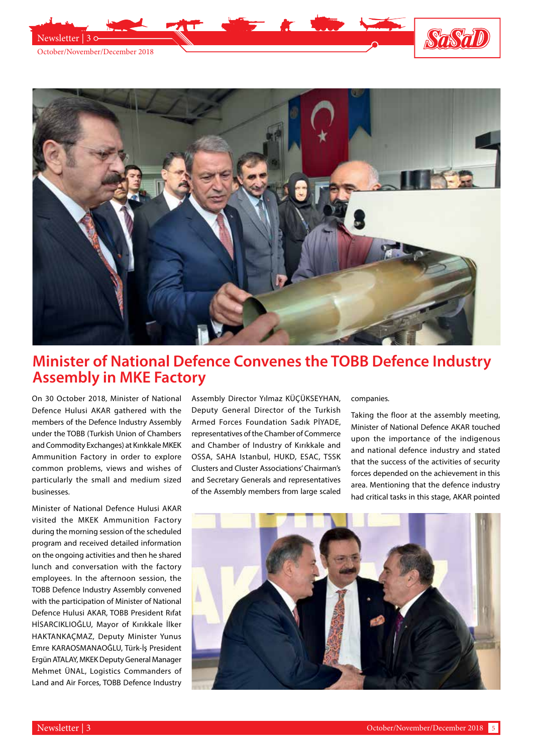# Minister of National Defence Convenes the TOBB Defence Industry Assembly in MKE Factory

On 30 October 2018, Minister of National Defence Hulusi AKAR gathered with the members of the Defence Industry Assembly under the TOBB (Turkish Union of Chambers and Commodity Exchanges) at Kırıkkale MKEK Ammunition Factory in order to explore common problems, views and wishes of particularly the small and medium sized businesses.

Minister of National Defence Hulusi AKAR visited the MKEK Ammunition Factory during the morning session of the scheduled program and received detailed information on the ongoing activities and then he shared lunch and conversation with the factory employees. In the afternoon session, the TOBB Defence Industry Assembly convened with the participation of Minister of National Defence Hulusi AKAR, TOBB President Rıfat HİSARCIKLIOĞLU, Mayor of Kırıkkale İlker HAKTANKAÇMAZ, Deputy Minister Yunus Emre KARAOSMANAOĞLU, Türk-İş President Ergün ATALAY, MKEK Deputy General Manager Mehmet ÜNAL, Logistics Commanders of Land and Air Forces, TOBB Defence Industry Assembly Director Yılmaz KÜÇÜKSEYHAN, Deputy General Director of the Turkish Armed Forces Foundation Sadık PİYADE, representatives of the Chamber of Commerce and Chamber of Industry of Kırıkkale and OSSA, SAHA Istanbul, HUKD, ESAC, TSSK Clusters and Cluster Associations' Chairman's and Secretary Generals and representatives of the Assembly members from large scaled companies.

Taking the floor at the assembly meeting, Minister of National Defence AKAR touched upon the importance of the indigenous and national defence industry and stated that the success of the activities of security forces depended on the achievement in this area. Mentioning that the defence industry had critical tasks in this stage, AKAR pointed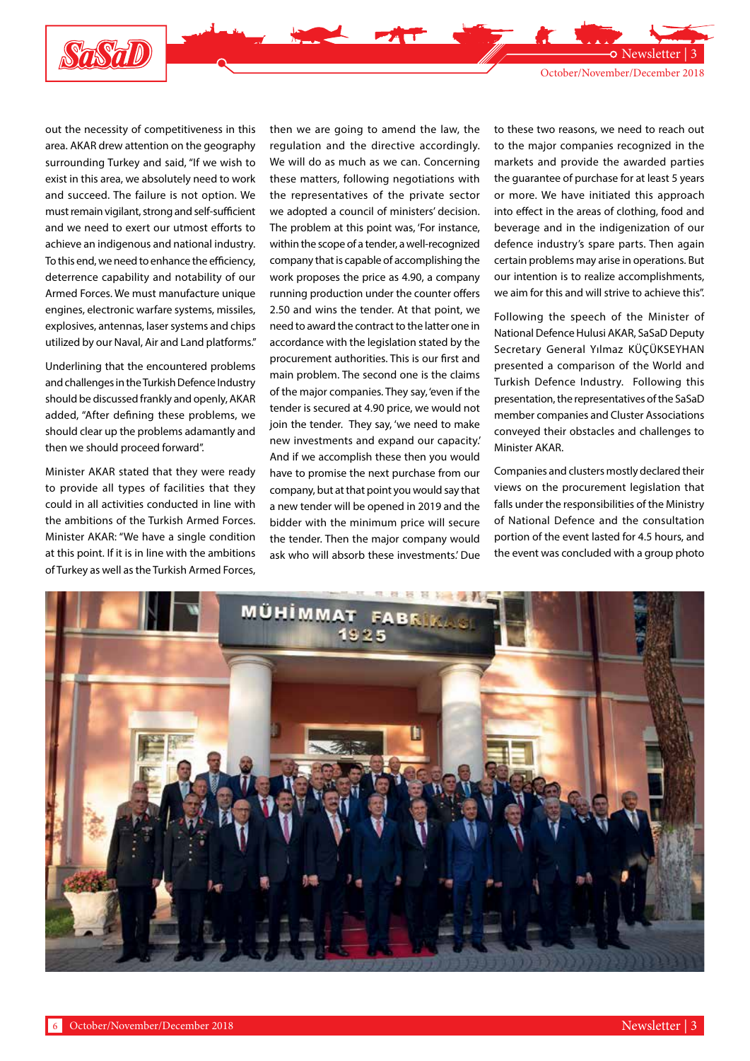out the necessity of competitiveness in this area. AKAR drew attention on the geography surrounding Turkey and said, "If we wish to exist in this area, we absolutely need to work and succeed. The failure is not option. We must remain vigilant, strong and self-sufficient and we need to exert our utmost efforts to achieve an indigenous and national industry. To this end, we need to enhance the efficiency, deterrence capability and notability of our Armed Forces. We must manufacture unique engines, electronic warfare systems, missiles, explosives, antennas, laser systems and chips utilized by our Naval, Air and Land platforms."

Underlining that the encountered problems and challenges in the Turkish Defence Industry should be discussed frankly and openly, AKAR added, "After defining these problems, we should clear up the problems adamantly and then we should proceed forward".

Minister AKAR stated that they were ready to provide all types of facilities that they could in all activities conducted in line with the ambitions of the Turkish Armed Forces. Minister AKAR: "We have a single condition at this point. If it is in line with the ambitions of Turkey as well as the Turkish Armed Forces, then we are going to amend the law, the regulation and the directive accordingly. We will do as much as we can. Concerning these matters, following negotiations with the representatives of the private sector we adopted a council of ministers' decision. The problem at this point was, 'For instance, within the scope of a tender, a well-recognized company that is capable of accomplishing the work proposes the price as 4.90, a company running production under the counter offers 2.50 and wins the tender. At that point, we need to award the contract to the latter one in accordance with the legislation stated by the procurement authorities. This is our first and main problem. The second one is the claims of the major companies. They say, 'even if the tender is secured at 4.90 price, we would not join the tender. They say, 'we need to make new investments and expand our capacity.' And if we accomplish these then you would have to promise the next purchase from our company, but at that point you would say that a new tender will be opened in 2019 and the bidder with the minimum price will secure the tender. Then the major company would ask who will absorb these investments.' Due to these two reasons, we need to reach out to the major companies recognized in the markets and provide the awarded parties the guarantee of purchase for at least 5 years or more. We have initiated this approach into effect in the areas of clothing, food and beverage and in the indigenization of our defence industry's spare parts. Then again certain problems may arise in operations. But our intention is to realize accomplishments, we aim for this and will strive to achieve this".

Following the speech of the Minister of National Defence Hulusi AKAR, SaSaD Deputy Secretary General Yılmaz KÜÇÜKSEYHAN presented a comparison of the World and Turkish Defence Industry. Following this presentation, the representatives of the SaSaD member companies and Cluster Associations conveyed their obstacles and challenges to Minister AKAR.

Companies and clusters mostly declared their views on the procurement legislation that falls under the responsibilities of the Ministry of National Defence and the consultation portion of the event lasted for 4.5 hours, and the event was concluded with a group photo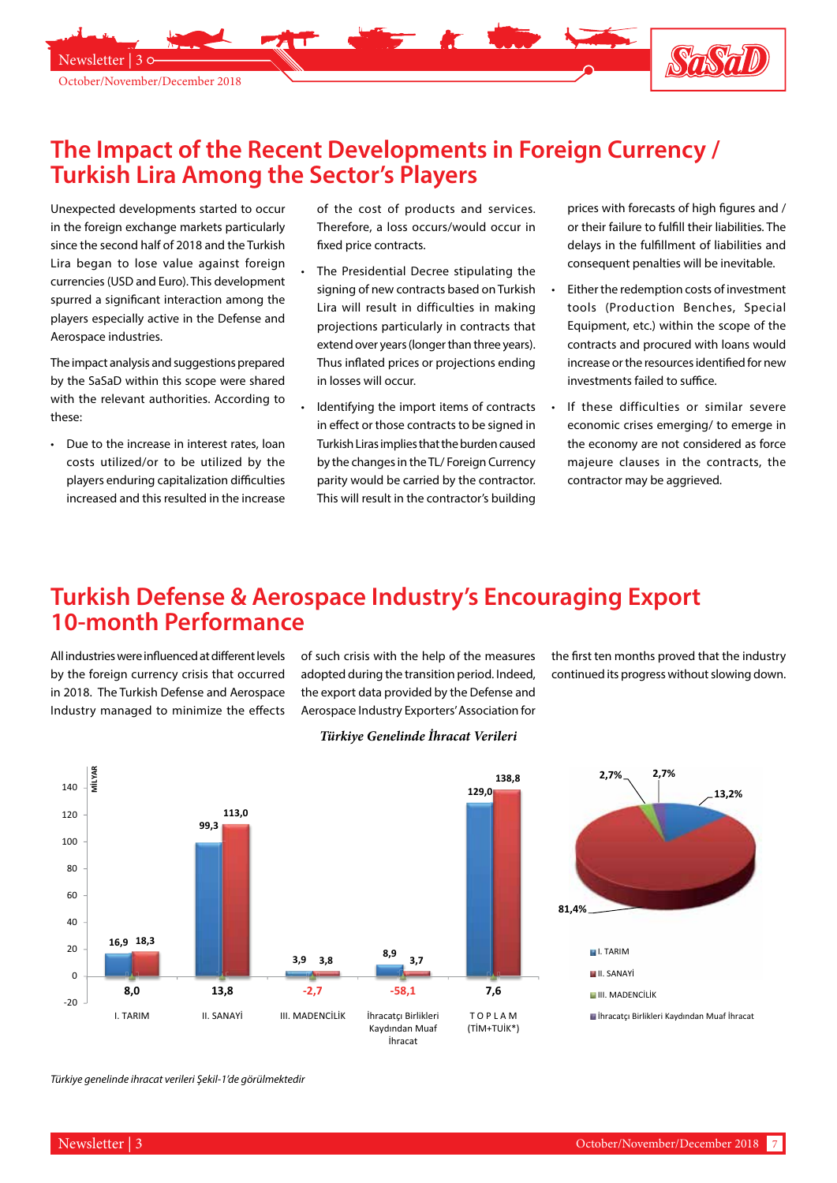# The Impact of the Recent Developments in Foreign Currency / Turkish Lira Among the Sector's Players

Unexpected developments started to occur in the foreign exchange markets particularly since the second half of 2018 and the Turkish Lira began to lose value against foreign currencies (USD and Euro). This development spurred a significant interaction among the players especially active in the Defense and Aerospace industries.

The impact analysis and suggestions prepared by the SaSaD within this scope were shared with the relevant authorities. According to these:

- Due to the increase in interest rates, loan costs utilized/or to be utilized by the players enduring capitalization difficulties increased and this resulted in the increase of the cost of products and services. Therefore, a loss occurs/would occur in fixed price contracts.
- The Presidential Decree stipulating the signing of new contracts based on Turkish Lira will result in difficulties in making projections particularly in contracts that extend over years (longer than three years). Thus inflated prices or projections ending in losses will occur.
- Identifying the import items of contracts in effect or those contracts to be signed in Turkish Liras implies that the burden caused by the changes in the TL/ Foreign Currency parity would be carried by the contractor. This will result in the contractor's building prices with forecasts of high figures and / or their failure to fulfill their liabilities. The delays in the fulfillment of liabilities and consequent penalties will be inevitable.
- Either the redemption costs of investment tools (Production Benches, Special Equipment, etc.) within the scope of the contracts and procured with loans would increase or the resources identified for new investments failed to suffice.
- If these difficulties or similar severe economic crises emerging/ to emerge in the economy are not considered as force majeure clauses in the contracts, the contractor may be aggrieved.

# Turkish Defense & Aerospace Industry's Encouraging Export 10-month Performance

All industries were influenced at different levels by the foreign currency crisis that occurred in 2018. The Turkish Defense and Aerospace Industry managed to minimize the effects of such crisis with the help of the measures adopted during the transition period. Indeed, the export data provided by the Defense and Aerospace Industry Exporters' Association for the first ten months proved that the industry continued its progress without slowing down.

***Türkiye Genelinde İhracat Verileri***

| | I. TARIM | II. SANAYİ | III. MADENCİLİK | İhracatçı Birlikleri Kaydından Muaf İhracat | TOPLAM (TİM+TUİK*) |
|---|---|---|---|---|---|
| (MİLYAR) | 16,9 | 99,3 | 3,9 | 8,9 | 129,0 |
| (MİLYAR) | 18,3 | 113,0 | 3,8 | 3,7 | 138,8 |
| Change | 8,0 | 13,8 | -2,7 | -58,1 | 7,6 |

| | Share |
|---|---|
| I. TARIM | 13,2% |
| II. SANAYİ | 81,4% |
| III. MADENCİLİK | 2,7% |
| İhracatçı Birlikleri Kaydından Muaf İhracat | 2,7% |

*Türkiye genelinde ihracat verileri Şekil-1'de görülmektedir*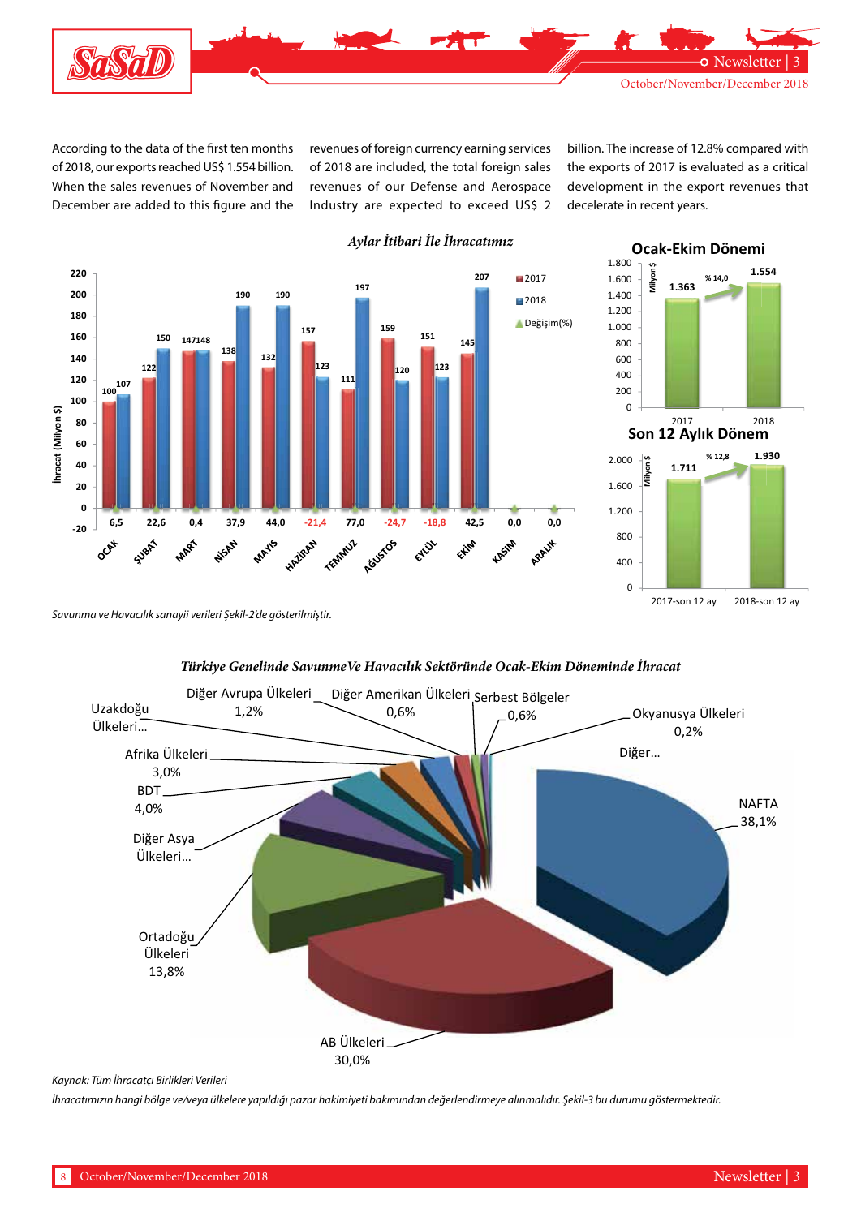According to the data of the first ten months of 2018, our exports reached US$ 1.554 billion. When the sales revenues of November and December are added to this figure and the revenues of foreign currency earning services of 2018 are included, the total foreign sales revenues of our Defense and Aerospace Industry are expected to exceed US$ 2 billion. The increase of 12.8% compared with the exports of 2017 is evaluated as a critical development in the export revenues that decelerate in recent years.

### *Aylar İtibari İle İhracatımız*

İhracat (Milyon $)

| Ay | 2017 | 2018 | Değişim(%) |
|---|---|---|---|
| OCAK | 100 | 107 | 6,5 |
| ŞUBAT | 122 | 150 | 22,6 |
| MART | 147 | 148 | 0,4 |
| NİSAN | 138 | 190 | 37,9 |
| MAYIS | 132 | 190 | 44,0 |
| HAZİRAN | 157 | 123 | -21,4 |
| TEMMUZ | 111 | 197 | 77,0 |
| AĞUSTOS | 159 | 120 | -24,7 |
| EYLÜL | 151 | 123 | -18,8 |
| EKİM | 145 | 207 | 42,5 |
| KASIM | | | 0,0 |
| ARALIK | | | 0,0 |

### Ocak-Ekim Dönemi

Milyon $

| 2017 | 2018 | Değişim |
|---|---|---|
| 1.363 | 1.554 | % 14,0 |

### Son 12 Aylık Dönem

Milyon $

| 2017-son 12 ay | 2018-son 12 ay | Değişim |
|---|---|---|
| 1.711 | 1.930 | % 12,8 |

*Savunma ve Havacılık sanayii verileri Şekil-2'de gösterilmiştir.*

### *Türkiye Genelinde SavunmeVe Havacılık Sektöründe Ocak-Ekim Döneminde İhracat*

| Bölge | Pay |
|---|---|
| NAFTA | 38,1% |
| AB Ülkeleri | 30,0% |
| Ortadoğu Ülkeleri | 13,8% |
| Diğer Asya Ülkeleri... | |
| BDT | 4,0% |
| Afrika Ülkeleri | 3,0% |
| Uzakdoğu Ülkeleri... | |
| Diğer Avrupa Ülkeleri | 1,2% |
| Diğer Amerikan Ülkeleri | 0,6% |
| Serbest Bölgeler | 0,6% |
| Okyanusya Ülkeleri | 0,2% |
| Diğer... | |

*Kaynak: Tüm İhracatçı Birlikleri Verileri*

*İhracatımızın hangi bölge ve/veya ülkelere yapıldığı pazar hakimiyeti bakımından değerlendirmeye alınmalıdır. Şekil-3 bu durumu göstermektedir.*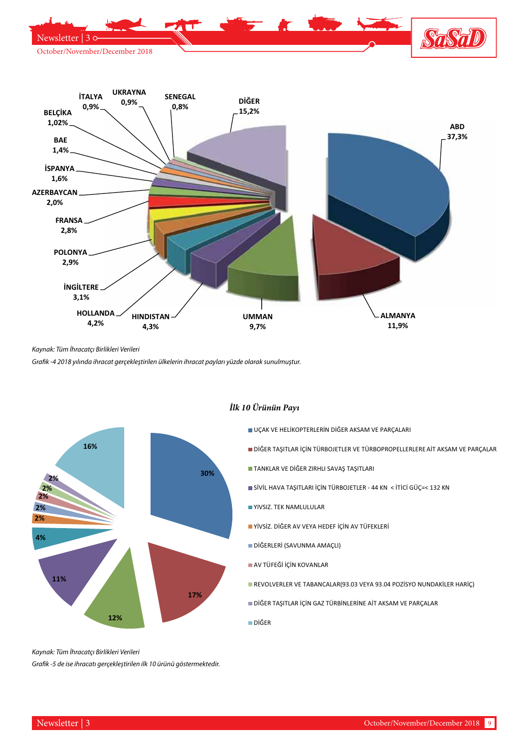ABD 37,3%
ALMANYA 11,9%
UMMAN 9,7%
HINDISTAN 4,3%
HOLLANDA 4,2%
İNGİLTERE 3,1%
POLONYA 2,9%
FRANSA 2,8%
AZERBAYCAN 2,0%
İSPANYA 1,6%
BAE 1,4%
BELÇİKA 1,02%
İTALYA 0,9%
UKRAYNA 0,9%
SENEGAL 0,8%
DİĞER 15,2%

*Kaynak: Tüm İhracatçı Birlikleri Verileri*

*Grafik -4 2018 yılında ihracat gerçekleştirilen ülkelerin ihracat payları yüzde olarak sunulmuştur.*

**İlk 10 Ürünün Payı**

- UÇAK VE HELİKOPTERLERİN DİĞER AKSAM VE PARÇALARI – 30%
- DİĞER TAŞITLAR İÇİN TÜRBOJETLER VE TÜRBOPROPELLERLERE AİT AKSAM VE PARÇALAR – 17%
- TANKLAR VE DİĞER ZIRHLI SAVAŞ TAŞITLARI – 12%
- SİVİL HAVA TAŞITLARI İÇİN TÜRBOJETLER - 44 KN < İTİCİ GÜÇ=< 132 KN – 11%
- YIVSIZ. TEK NAMLULULAR – 4%
- YİVSİZ. DİĞER AV VEYA HEDEF İÇİN AV TÜFEKLERİ – 2%
- DİĞERLERİ (SAVUNMA AMAÇLI) – 2%
- AV TÜFEĞİ İÇİN KOVANLAR – 2%
- REVOLVERLER VE TABANCALAR(93.03 VEYA 93.04 POZİSYO NUNDAKİLER HARİÇ) – 2%
- DİĞER TAŞITLAR İÇİN GAZ TÜRBİNLERİNE AİT AKSAM VE PARÇALAR – 2%
- DİĞER – 16%

*Kaynak: Tüm İhracatçı Birlikleri Verileri*

*Grafik -5 de ise ihracatı gerçekleştirilen ilk 10 ürünü göstermektedir.*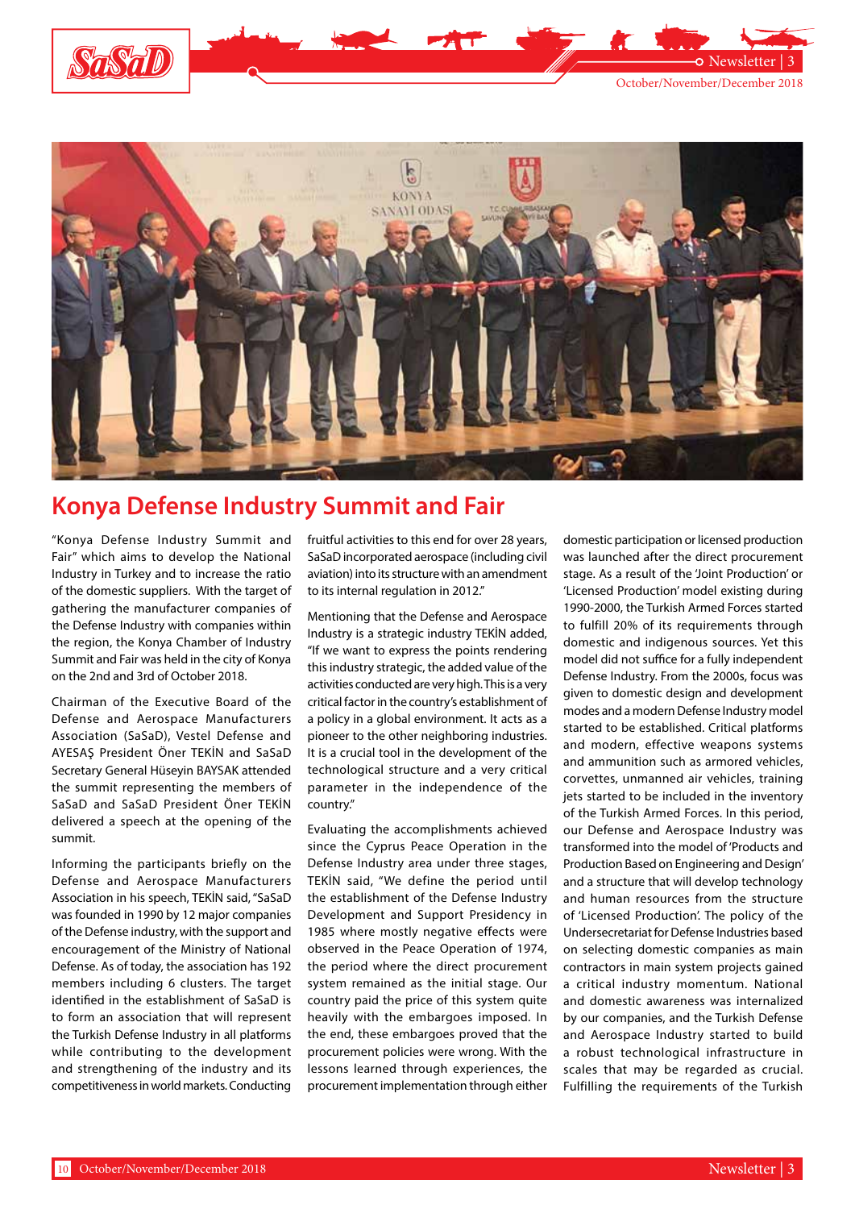# Konya Defense Industry Summit and Fair

"Konya Defense Industry Summit and Fair" which aims to develop the National Industry in Turkey and to increase the ratio of the domestic suppliers. With the target of gathering the manufacturer companies of the Defense Industry with companies within the region, the Konya Chamber of Industry Summit and Fair was held in the city of Konya on the 2nd and 3rd of October 2018.

Chairman of the Executive Board of the Defense and Aerospace Manufacturers Association (SaSaD), Vestel Defense and AYESAŞ President Öner TEKİN and SaSaD Secretary General Hüseyin BAYSAK attended the summit representing the members of SaSaD and SaSaD President Öner TEKİN delivered a speech at the opening of the summit.

Informing the participants briefly on the Defense and Aerospace Manufacturers Association in his speech, TEKİN said, "SaSaD was founded in 1990 by 12 major companies of the Defense industry, with the support and encouragement of the Ministry of National Defense. As of today, the association has 192 members including 6 clusters. The target identified in the establishment of SaSaD is to form an association that will represent the Turkish Defense Industry in all platforms while contributing to the development and strengthening of the industry and its competitiveness in world markets. Conducting fruitful activities to this end for over 28 years, SaSaD incorporated aerospace (including civil aviation) into its structure with an amendment to its internal regulation in 2012."

Mentioning that the Defense and Aerospace Industry is a strategic industry TEKİN added, "If we want to express the points rendering this industry strategic, the added value of the activities conducted are very high. This is a very critical factor in the country's establishment of a policy in a global environment. It acts as a pioneer to the other neighboring industries. It is a crucial tool in the development of the technological structure and a very critical parameter in the independence of the country."

Evaluating the accomplishments achieved since the Cyprus Peace Operation in the Defense Industry area under three stages, TEKİN said, "We define the period until the establishment of the Defense Industry Development and Support Presidency in 1985 where mostly negative effects were observed in the Peace Operation of 1974, the period where the direct procurement system remained as the initial stage. Our country paid the price of this system quite heavily with the embargoes imposed. In the end, these embargoes proved that the procurement policies were wrong. With the lessons learned through experiences, the procurement implementation through either domestic participation or licensed production was launched after the direct procurement stage. As a result of the 'Joint Production' or 'Licensed Production' model existing during 1990-2000, the Turkish Armed Forces started to fulfill 20% of its requirements through domestic and indigenous sources. Yet this model did not suffice for a fully independent Defense Industry. From the 2000s, focus was given to domestic design and development modes and a modern Defense Industry model started to be established. Critical platforms and modern, effective weapons systems and ammunition such as armored vehicles, corvettes, unmanned air vehicles, training jets started to be included in the inventory of the Turkish Armed Forces. In this period, our Defense and Aerospace Industry was transformed into the model of 'Products and Production Based on Engineering and Design' and a structure that will develop technology and human resources from the structure of 'Licensed Production'. The policy of the Undersecretariat for Defense Industries based on selecting domestic companies as main contractors in main system projects gained a critical industry momentum. National and domestic awareness was internalized by our companies, and the Turkish Defense and Aerospace Industry started to build a robust technological infrastructure in scales that may be regarded as crucial. Fulfilling the requirements of the Turkish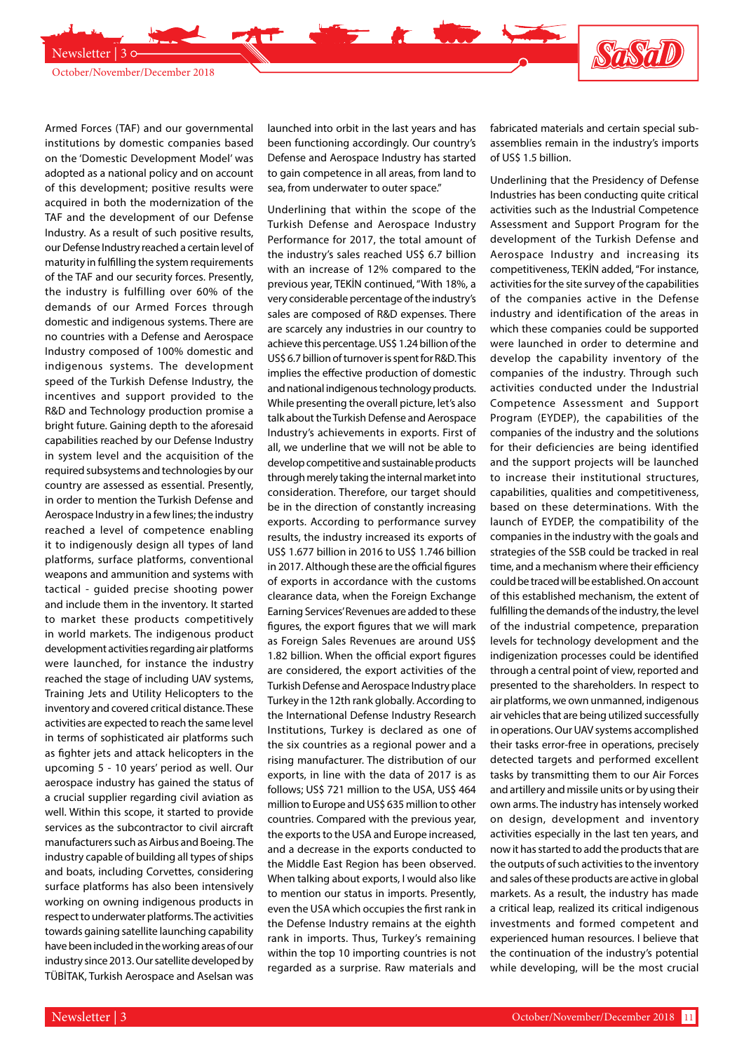Armed Forces (TAF) and our governmental institutions by domestic companies based on the 'Domestic Development Model' was adopted as a national policy and on account of this development; positive results were acquired in both the modernization of the TAF and the development of our Defense Industry. As a result of such positive results, our Defense Industry reached a certain level of maturity in fulfilling the system requirements of the TAF and our security forces. Presently, the industry is fulfilling over 60% of the demands of our Armed Forces through domestic and indigenous systems. There are no countries with a Defense and Aerospace Industry composed of 100% domestic and indigenous systems. The development speed of the Turkish Defense Industry, the incentives and support provided to the R&D and Technology production promise a bright future. Gaining depth to the aforesaid capabilities reached by our Defense Industry in system level and the acquisition of the required subsystems and technologies by our country are assessed as essential. Presently, in order to mention the Turkish Defense and Aerospace Industry in a few lines; the industry reached a level of competence enabling it to indigenously design all types of land platforms, surface platforms, conventional weapons and ammunition and systems with tactical - guided precise shooting power and include them in the inventory. It started to market these products competitively in world markets. The indigenous product development activities regarding air platforms were launched, for instance the industry reached the stage of including UAV systems, Training Jets and Utility Helicopters to the inventory and covered critical distance. These activities are expected to reach the same level in terms of sophisticated air platforms such as fighter jets and attack helicopters in the upcoming 5 - 10 years' period as well. Our aerospace industry has gained the status of a crucial supplier regarding civil aviation as well. Within this scope, it started to provide services as the subcontractor to civil aircraft manufacturers such as Airbus and Boeing. The industry capable of building all types of ships and boats, including Corvettes, considering surface platforms has also been intensively working on owning indigenous products in respect to underwater platforms. The activities towards gaining satellite launching capability have been included in the working areas of our industry since 2013. Our satellite developed by TÜBİTAK, Turkish Aerospace and Aselsan was launched into orbit in the last years and has been functioning accordingly. Our country's Defense and Aerospace Industry has started to gain competence in all areas, from land to sea, from underwater to outer space."

Underlining that within the scope of the Turkish Defense and Aerospace Industry Performance for 2017, the total amount of the industry's sales reached US$ 6.7 billion with an increase of 12% compared to the previous year, TEKİN continued, "With 18%, a very considerable percentage of the industry's sales are composed of R&D expenses. There are scarcely any industries in our country to achieve this percentage. US$ 1.24 billion of the US$ 6.7 billion of turnover is spent for R&D. This implies the effective production of domestic and national indigenous technology products. While presenting the overall picture, let's also talk about the Turkish Defense and Aerospace Industry's achievements in exports. First of all, we underline that we will not be able to develop competitive and sustainable products through merely taking the internal market into consideration. Therefore, our target should be in the direction of constantly increasing exports. According to performance survey results, the industry increased its exports of US$ 1.677 billion in 2016 to US$ 1.746 billion in 2017. Although these are the official figures of exports in accordance with the customs clearance data, when the Foreign Exchange Earning Services'Revenues are added to these figures, the export figures that we will mark as Foreign Sales Revenues are around US$ 1.82 billion. When the official export figures are considered, the export activities of the Turkish Defense and Aerospace Industry place Turkey in the 12th rank globally. According to the International Defense Industry Research Institutions, Turkey is declared as one of the six countries as a regional power and a rising manufacturer. The distribution of our exports, in line with the data of 2017 is as follows; US$ 721 million to the USA, US$ 464 million to Europe and US$ 635 million to other countries. Compared with the previous year, the exports to the USA and Europe increased, and a decrease in the exports conducted to the Middle East Region has been observed. When talking about exports, I would also like to mention our status in imports. Presently, even the USA which occupies the first rank in the Defense Industry remains at the eighth rank in imports. Thus, Turkey's remaining within the top 10 importing countries is not regarded as a surprise. Raw materials and fabricated materials and certain special sub-assemblies remain in the industry's imports of US$ 1.5 billion.

Underlining that the Presidency of Defense Industries has been conducting quite critical activities such as the Industrial Competence Assessment and Support Program for the development of the Turkish Defense and Aerospace Industry and increasing its competitiveness, TEKİN added, "For instance, activities for the site survey of the capabilities of the companies active in the Defense industry and identification of the areas in which these companies could be supported were launched in order to determine and develop the capability inventory of the companies of the industry. Through such activities conducted under the Industrial Competence Assessment and Support Program (EYDEP), the capabilities of the companies of the industry and the solutions for their deficiencies are being identified and the support projects will be launched to increase their institutional structures, capabilities, qualities and competitiveness, based on these determinations. With the launch of EYDEP, the compatibility of the companies in the industry with the goals and strategies of the SSB could be tracked in real time, and a mechanism where their efficiency could be traced will be established. On account of this established mechanism, the extent of fulfilling the demands of the industry, the level of the industrial competence, preparation levels for technology development and the indigenization processes could be identified through a central point of view, reported and presented to the shareholders. In respect to air platforms, we own unmanned, indigenous air vehicles that are being utilized successfully in operations. Our UAV systems accomplished their tasks error-free in operations, precisely detected targets and performed excellent tasks by transmitting them to our Air Forces and artillery and missile units or by using their own arms. The industry has intensively worked on design, development and inventory activities especially in the last ten years, and now it has started to add the products that are the outputs of such activities to the inventory and sales of these products are active in global markets. As a result, the industry has made a critical leap, realized its critical indigenous investments and formed competent and experienced human resources. I believe that the continuation of the industry's potential while developing, will be the most crucial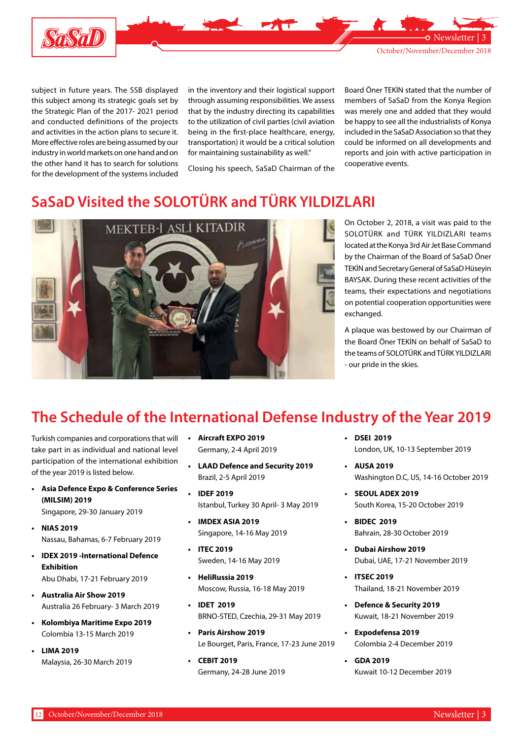subject in future years. The SSB displayed this subject among its strategic goals set by the Strategic Plan of the 2017- 2021 period and conducted definitions of the projects and activities in the action plans to secure it. More effective roles are being assumed by our industry in world markets on one hand and on the other hand it has to search for solutions for the development of the systems included in the inventory and their logistical support through assuming responsibilities. We assess that by the industry directing its capabilities to the utilization of civil parties (civil aviation being in the first-place healthcare, energy, transportation) it would be a critical solution for maintaining sustainability as well."

Closing his speech, SaSaD Chairman of the Board Öner TEKİN stated that the number of members of SaSaD from the Konya Region was merely one and added that they would be happy to see all the industrialists of Konya included in the SaSaD Association so that they could be informed on all developments and reports and join with active participation in cooperative events.

## SaSaD Visited the SOLOTÜRK and TÜRK YILDIZLARI

On October 2, 2018, a visit was paid to the SOLOTÜRK and TÜRK YILDIZLARI teams located at the Konya 3rd Air Jet Base Command by the Chairman of the Board of SaSaD Öner TEKİN and Secretary General of SaSaD Hüseyin BAYSAK. During these recent activities of the teams, their expectations and negotiations on potential cooperation opportunities were exchanged.

A plaque was bestowed by our Chairman of the Board Öner TEKİN on behalf of SaSaD to the teams of SOLOTÜRK and TÜRK YILDIZLARI - our pride in the skies.

## The Schedule of the International Defense Industry of the Year 2019

Turkish companies and corporations that will take part in as individual and national level participation of the international exhibition of the year 2019 is listed below.

- **Asia Defence Expo & Conference Series (MILSIM) 2019**
  Singapore, 29-30 January 2019
- **NIAS 2019**
  Nassau, Bahamas, 6-7 February 2019
- **IDEX 2019 -International Defence Exhibition**
  Abu Dhabi, 17-21 February 2019
- **Australia Air Show 2019**
  Australia 26 February- 3 March 2019
- **Kolombiya Maritime Expo 2019**
  Colombia 13-15 March 2019
- **LIMA 2019**
  Malaysia, 26-30 March 2019
- **Aircraft EXPO 2019**
  Germany, 2-4 April 2019
- **LAAD Defence and Security 2019**
  Brazil, 2-5 April 2019
- **IDEF 2019**
  Istanbul, Turkey 30 April- 3 May 2019
- **IMDEX ASIA 2019**
  Singapore, 14-16 May 2019
- **ITEC 2019**
  Sweden, 14-16 May 2019
- **HeliRussia 2019**
  Moscow, Russia, 16-18 May 2019
- **IDET 2019**
  BRNO-STED, Czechia, 29-31 May 2019
- **Paris Airshow 2019**
  Le Bourget, Paris, France, 17-23 June 2019
- **CEBIT 2019**
  Germany, 24-28 June 2019
- **DSEI 2019**
  London, UK, 10-13 September 2019
- **AUSA 2019**
  Washington D.C, US, 14-16 October 2019
- **SEOUL ADEX 2019**
  South Korea, 15-20 October 2019
- **BIDEC 2019**
  Bahrain, 28-30 October 2019
- **Dubai Airshow 2019**
  Dubai, UAE, 17-21 November 2019
- **ITSEC 2019**
  Thailand, 18-21 November 2019
- **Defence & Security 2019**
  Kuwait, 18-21 November 2019
- **Expodefensa 2019**
  Colombia 2-4 December 2019
- **GDA 2019**
  Kuwait 10-12 December 2019